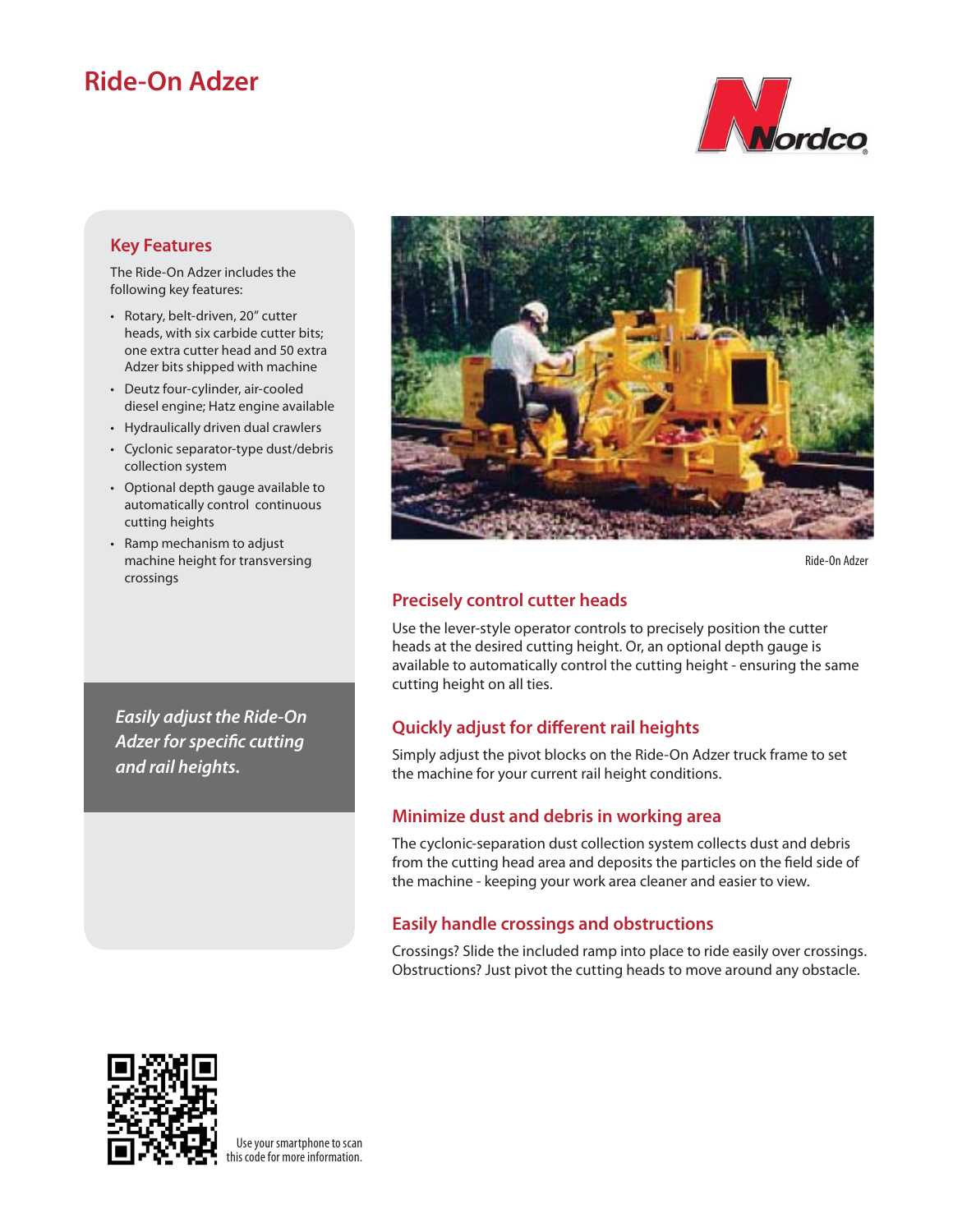# Ride-On Adzer

## Key Features

The Ride-On Adzer includes the following key features:

- Rotary, belt-driven, 20″ cutter heads, with six carbide cutter bits; one extra cutter head and 50 extra Adzer bits shipped with machine
- Deutz four-cylinder, air-cooled diesel engine; Hatz engine available
- Hydraulically driven dual crawlers
- Cyclonic separator-type dust/debris collection system
- Optional depth gauge available to automatically control continuous cutting heights
- Ramp mechanism to adjust machine height for transversing crossings

*Easily adjust the Ride-On Adzer for specific cutting and rail heights.*

Ride-On Adzer

## Precisely control cutter heads

Use the lever-style operator controls to precisely position the cutter heads at the desired cutting height. Or, an optional depth gauge is available to automatically control the cutting height - ensuring the same cutting height on all ties.

## Quickly adjust for different rail heights

Simply adjust the pivot blocks on the Ride-On Adzer truck frame to set the machine for your current rail height conditions.

## Minimize dust and debris in working area

The cyclonic-separation dust collection system collects dust and debris from the cutting head area and deposits the particles on the field side of the machine - keeping your work area cleaner and easier to view.

## Easily handle crossings and obstructions

Crossings? Slide the included ramp into place to ride easily over crossings. Obstructions? Just pivot the cutting heads to move around any obstacle.

Use your smartphone to scan this code for more information.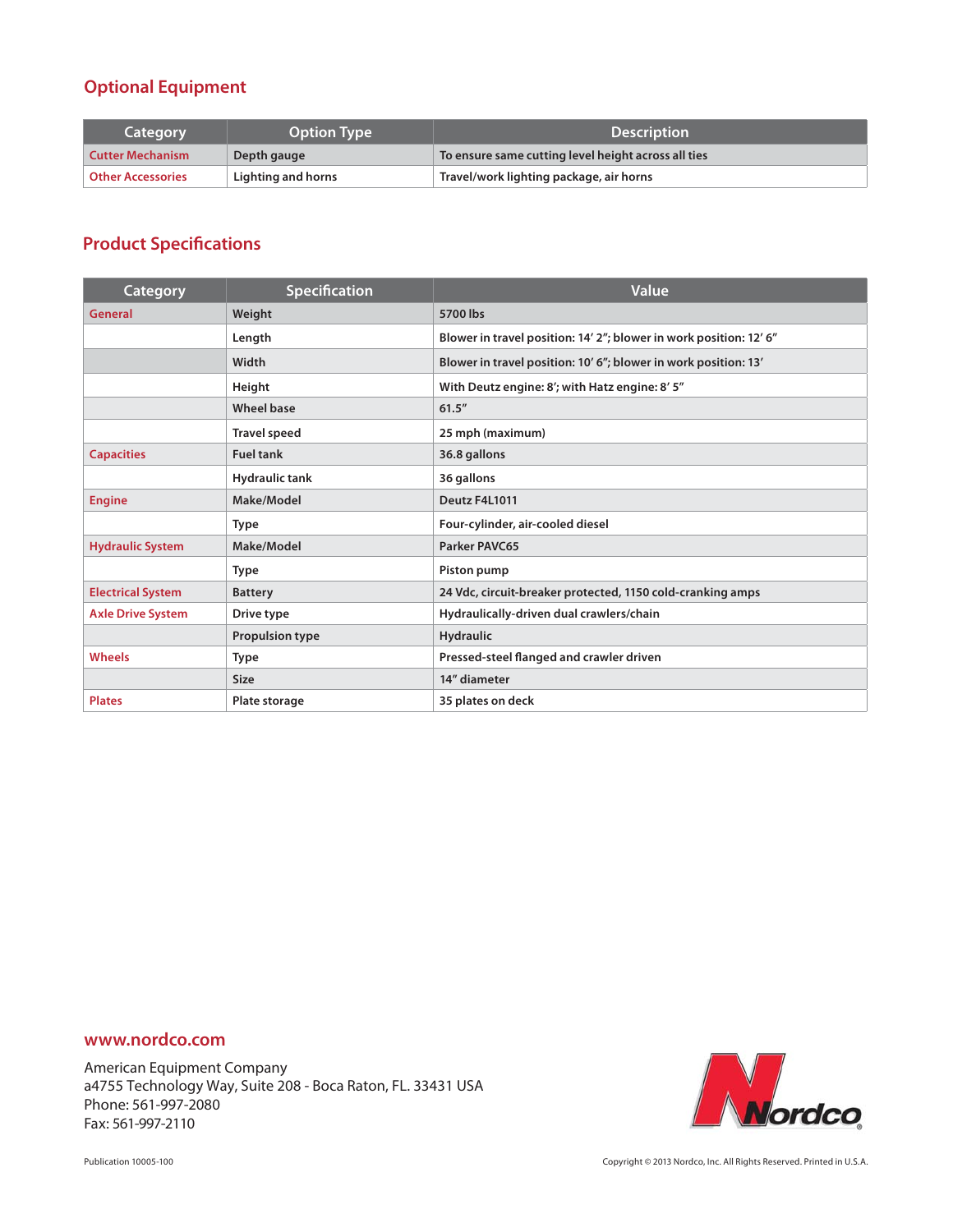## Optional Equipment

| Category | Option Type | Description |
|---|---|---|
| Cutter Mechanism | Depth gauge | To ensure same cutting level height across all ties |
| Other Accessories | Lighting and horns | Travel/work lighting package, air horns |

## Product Specifications

| Category | Specification | Value |
|---|---|---|
| General | Weight | 5700 lbs |
| | Length | Blower in travel position: 14′ 2″; blower in work position: 12′ 6″ |
| | Width | Blower in travel position: 10′ 6″; blower in work position: 13′ |
| | Height | With Deutz engine: 8′; with Hatz engine: 8′ 5″ |
| | Wheel base | 61.5″ |
| | Travel speed | 25 mph (maximum) |
| Capacities | Fuel tank | 36.8 gallons |
| | Hydraulic tank | 36 gallons |
| Engine | Make/Model | Deutz F4L1011 |
| | Type | Four-cylinder, air-cooled diesel |
| Hydraulic System | Make/Model | Parker PAVC65 |
| | Type | Piston pump |
| Electrical System | Battery | 24 Vdc, circuit-breaker protected, 1150 cold-cranking amps |
| Axle Drive System | Drive type | Hydraulically-driven dual crawlers/chain |
| | Propulsion type | Hydraulic |
| Wheels | Type | Pressed-steel flanged and crawler driven |
| | Size | 14″ diameter |
| Plates | Plate storage | 35 plates on deck |

**www.nordco.com**

American Equipment Company
a4755 Technology Way, Suite 208 - Boca Raton, FL. 33431 USA
Phone: 561-997-2080
Fax: 561-997-2110

Nordco

Publication 10005-100

Copyright © 2013 Nordco, Inc. All Rights Reserved. Printed in U.S.A.